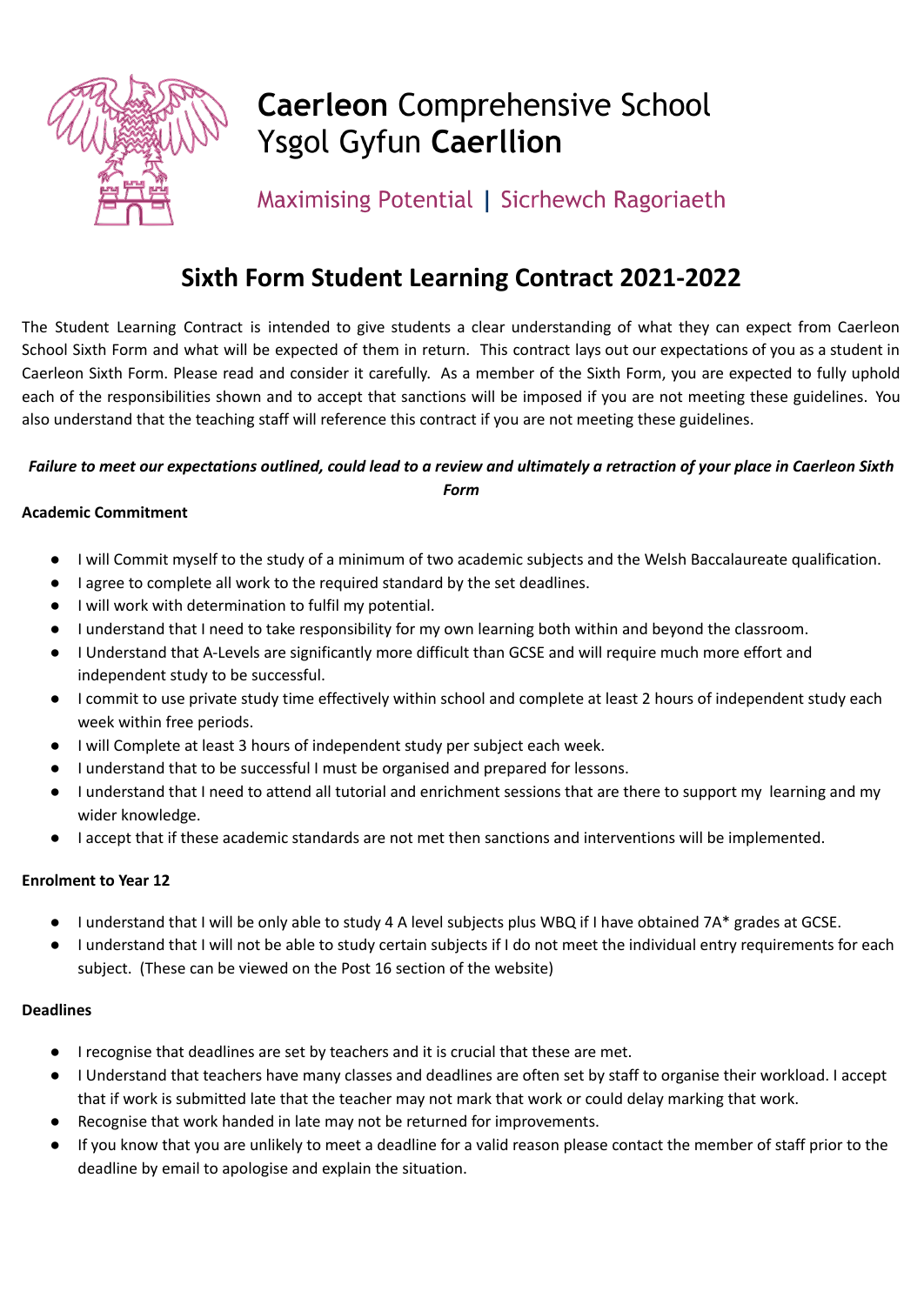# **Caerleon** Comprehensive School
# Ysgol Gyfun **Caerllion**

Maximising Potential | Sicrhewch Ragoriaeth

## Sixth Form Student Learning Contract 2021-2022

The Student Learning Contract is intended to give students a clear understanding of what they can expect from Caerleon School Sixth Form and what will be expected of them in return. This contract lays out our expectations of you as a student in Caerleon Sixth Form. Please read and consider it carefully. As a member of the Sixth Form, you are expected to fully uphold each of the responsibilities shown and to accept that sanctions will be imposed if you are not meeting these guidelines. You also understand that the teaching staff will reference this contract if you are not meeting these guidelines.

***Failure to meet our expectations outlined, could lead to a review and ultimately a retraction of your place in Caerleon Sixth Form***

**Academic Commitment**

- I will Commit myself to the study of a minimum of two academic subjects and the Welsh Baccalaureate qualification.
- I agree to complete all work to the required standard by the set deadlines.
- I will work with determination to fulfil my potential.
- I understand that I need to take responsibility for my own learning both within and beyond the classroom.
- I Understand that A-Levels are significantly more difficult than GCSE and will require much more effort and independent study to be successful.
- I commit to use private study time effectively within school and complete at least 2 hours of independent study each week within free periods.
- I will Complete at least 3 hours of independent study per subject each week.
- I understand that to be successful I must be organised and prepared for lessons.
- I understand that I need to attend all tutorial and enrichment sessions that are there to support my learning and my wider knowledge.
- I accept that if these academic standards are not met then sanctions and interventions will be implemented.

**Enrolment to Year 12**

- I understand that I will be only able to study 4 A level subjects plus WBQ if I have obtained 7A* grades at GCSE.
- I understand that I will not be able to study certain subjects if I do not meet the individual entry requirements for each subject. (These can be viewed on the Post 16 section of the website)

**Deadlines**

- I recognise that deadlines are set by teachers and it is crucial that these are met.
- I Understand that teachers have many classes and deadlines are often set by staff to organise their workload. I accept that if work is submitted late that the teacher may not mark that work or could delay marking that work.
- Recognise that work handed in late may not be returned for improvements.
- If you know that you are unlikely to meet a deadline for a valid reason please contact the member of staff prior to the deadline by email to apologise and explain the situation.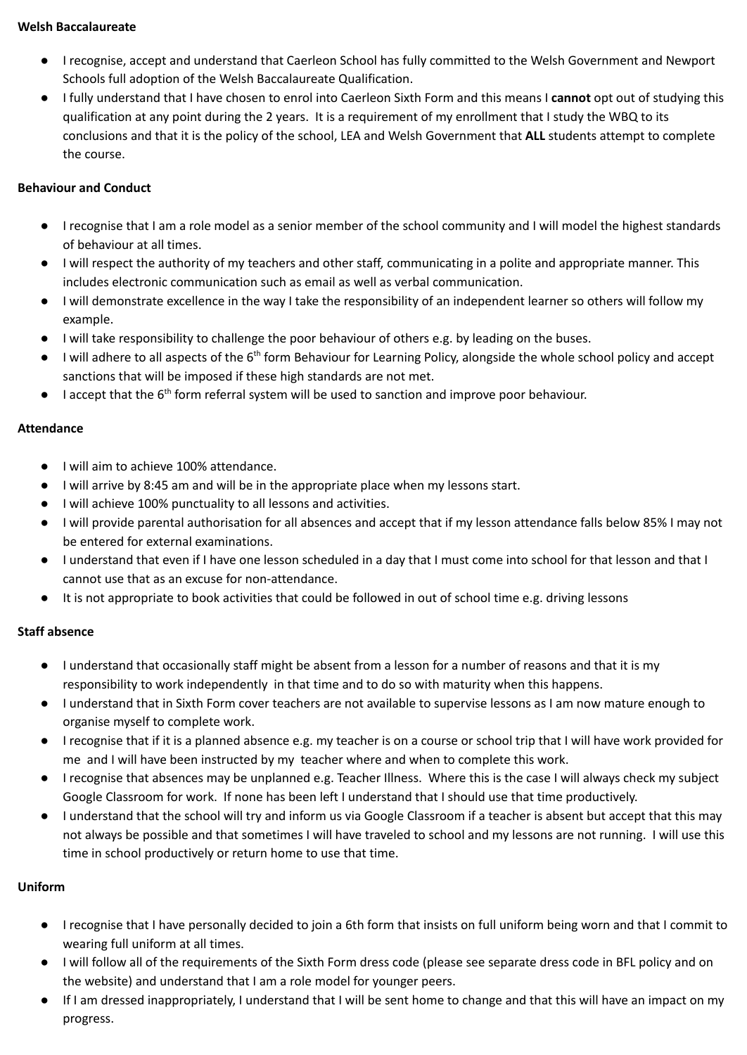**Welsh Baccalaureate**

- I recognise, accept and understand that Caerleon School has fully committed to the Welsh Government and Newport Schools full adoption of the Welsh Baccalaureate Qualification.
- I fully understand that I have chosen to enrol into Caerleon Sixth Form and this means I **cannot** opt out of studying this qualification at any point during the 2 years. It is a requirement of my enrollment that I study the WBQ to its conclusions and that it is the policy of the school, LEA and Welsh Government that **ALL** students attempt to complete the course.

**Behaviour and Conduct**

- I recognise that I am a role model as a senior member of the school community and I will model the highest standards of behaviour at all times.
- I will respect the authority of my teachers and other staff, communicating in a polite and appropriate manner. This includes electronic communication such as email as well as verbal communication.
- I will demonstrate excellence in the way I take the responsibility of an independent learner so others will follow my example.
- I will take responsibility to challenge the poor behaviour of others e.g. by leading on the buses.
- I will adhere to all aspects of the 6th form Behaviour for Learning Policy, alongside the whole school policy and accept sanctions that will be imposed if these high standards are not met.
- I accept that the 6th form referral system will be used to sanction and improve poor behaviour.

**Attendance**

- I will aim to achieve 100% attendance.
- I will arrive by 8:45 am and will be in the appropriate place when my lessons start.
- I will achieve 100% punctuality to all lessons and activities.
- I will provide parental authorisation for all absences and accept that if my lesson attendance falls below 85% I may not be entered for external examinations.
- I understand that even if I have one lesson scheduled in a day that I must come into school for that lesson and that I cannot use that as an excuse for non-attendance.
- It is not appropriate to book activities that could be followed in out of school time e.g. driving lessons

**Staff absence**

- I understand that occasionally staff might be absent from a lesson for a number of reasons and that it is my responsibility to work independently in that time and to do so with maturity when this happens.
- I understand that in Sixth Form cover teachers are not available to supervise lessons as I am now mature enough to organise myself to complete work.
- I recognise that if it is a planned absence e.g. my teacher is on a course or school trip that I will have work provided for me and I will have been instructed by my teacher where and when to complete this work.
- I recognise that absences may be unplanned e.g. Teacher Illness. Where this is the case I will always check my subject Google Classroom for work. If none has been left I understand that I should use that time productively.
- I understand that the school will try and inform us via Google Classroom if a teacher is absent but accept that this may not always be possible and that sometimes I will have traveled to school and my lessons are not running. I will use this time in school productively or return home to use that time.

**Uniform**

- I recognise that I have personally decided to join a 6th form that insists on full uniform being worn and that I commit to wearing full uniform at all times.
- I will follow all of the requirements of the Sixth Form dress code (please see separate dress code in BFL policy and on the website) and understand that I am a role model for younger peers.
- If I am dressed inappropriately, I understand that I will be sent home to change and that this will have an impact on my progress.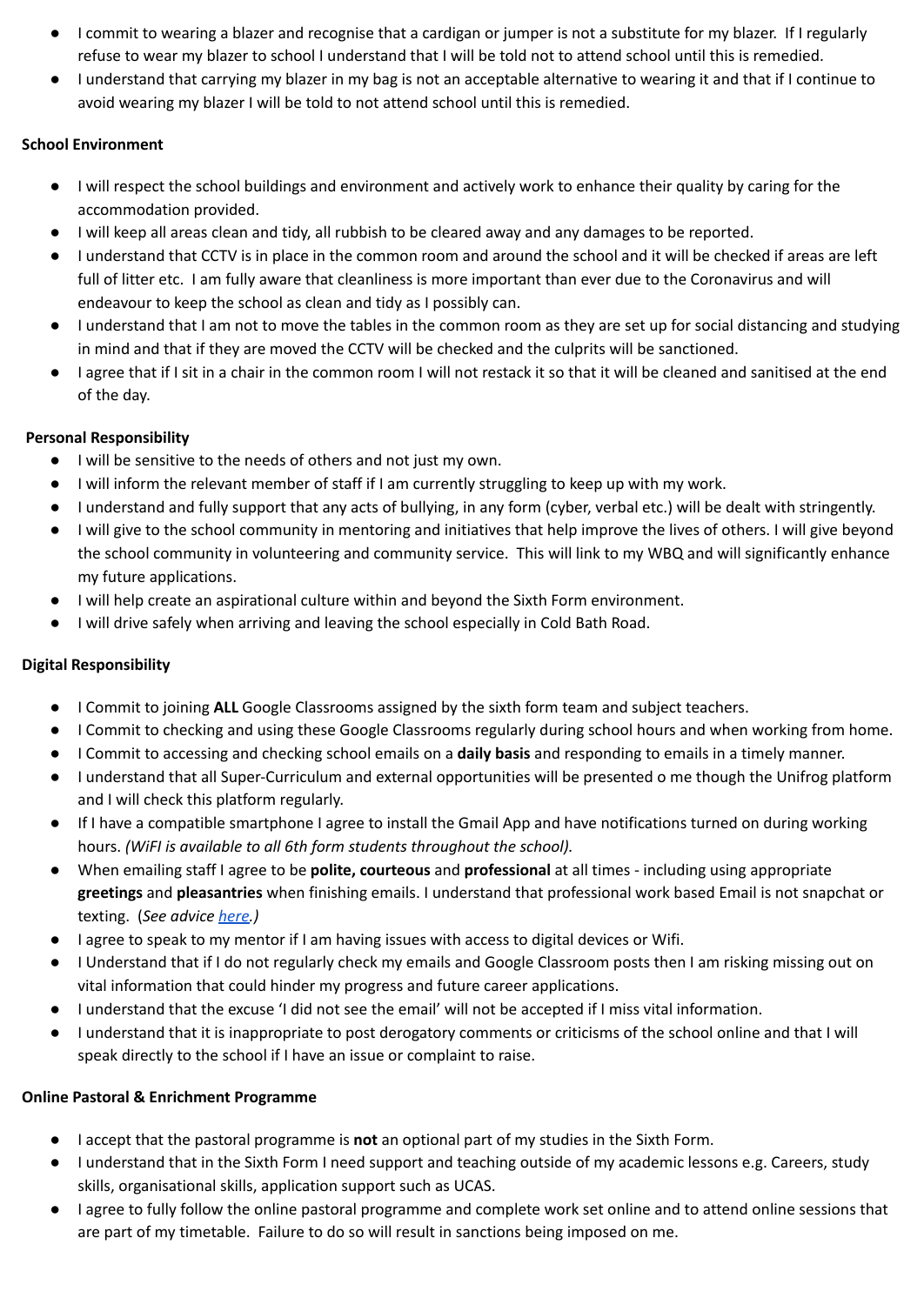- I commit to wearing a blazer and recognise that a cardigan or jumper is not a substitute for my blazer. If I regularly refuse to wear my blazer to school I understand that I will be told not to attend school until this is remedied.
- I understand that carrying my blazer in my bag is not an acceptable alternative to wearing it and that if I continue to avoid wearing my blazer I will be told to not attend school until this is remedied.

**School Environment**

- I will respect the school buildings and environment and actively work to enhance their quality by caring for the accommodation provided.
- I will keep all areas clean and tidy, all rubbish to be cleared away and any damages to be reported.
- I understand that CCTV is in place in the common room and around the school and it will be checked if areas are left full of litter etc. I am fully aware that cleanliness is more important than ever due to the Coronavirus and will endeavour to keep the school as clean and tidy as I possibly can.
- I understand that I am not to move the tables in the common room as they are set up for social distancing and studying in mind and that if they are moved the CCTV will be checked and the culprits will be sanctioned.
- I agree that if I sit in a chair in the common room I will not restack it so that it will be cleaned and sanitised at the end of the day.

**Personal Responsibility**

- I will be sensitive to the needs of others and not just my own.
- I will inform the relevant member of staff if I am currently struggling to keep up with my work.
- I understand and fully support that any acts of bullying, in any form (cyber, verbal etc.) will be dealt with stringently.
- I will give to the school community in mentoring and initiatives that help improve the lives of others. I will give beyond the school community in volunteering and community service. This will link to my WBQ and will significantly enhance my future applications.
- I will help create an aspirational culture within and beyond the Sixth Form environment.
- I will drive safely when arriving and leaving the school especially in Cold Bath Road.

**Digital Responsibility**

- I Commit to joining **ALL** Google Classrooms assigned by the sixth form team and subject teachers.
- I Commit to checking and using these Google Classrooms regularly during school hours and when working from home.
- I Commit to accessing and checking school emails on a **daily basis** and responding to emails in a timely manner.
- I understand that all Super-Curriculum and external opportunities will be presented o me though the Unifrog platform and I will check this platform regularly.
- If I have a compatible smartphone I agree to install the Gmail App and have notifications turned on during working hours. *(WiFI is available to all 6th form students throughout the school).*
- When emailing staff I agree to be **polite, courteous** and **professional** at all times - including using appropriate **greetings** and **pleasantries** when finishing emails. I understand that professional work based Email is not snapchat or texting. (*See advice [here](here).)*
- I agree to speak to my mentor if I am having issues with access to digital devices or Wifi.
- I Understand that if I do not regularly check my emails and Google Classroom posts then I am risking missing out on vital information that could hinder my progress and future career applications.
- I understand that the excuse 'I did not see the email' will not be accepted if I miss vital information.
- I understand that it is inappropriate to post derogatory comments or criticisms of the school online and that I will speak directly to the school if I have an issue or complaint to raise.

**Online Pastoral & Enrichment Programme**

- I accept that the pastoral programme is **not** an optional part of my studies in the Sixth Form.
- I understand that in the Sixth Form I need support and teaching outside of my academic lessons e.g. Careers, study skills, organisational skills, application support such as UCAS.
- I agree to fully follow the online pastoral programme and complete work set online and to attend online sessions that are part of my timetable. Failure to do so will result in sanctions being imposed on me.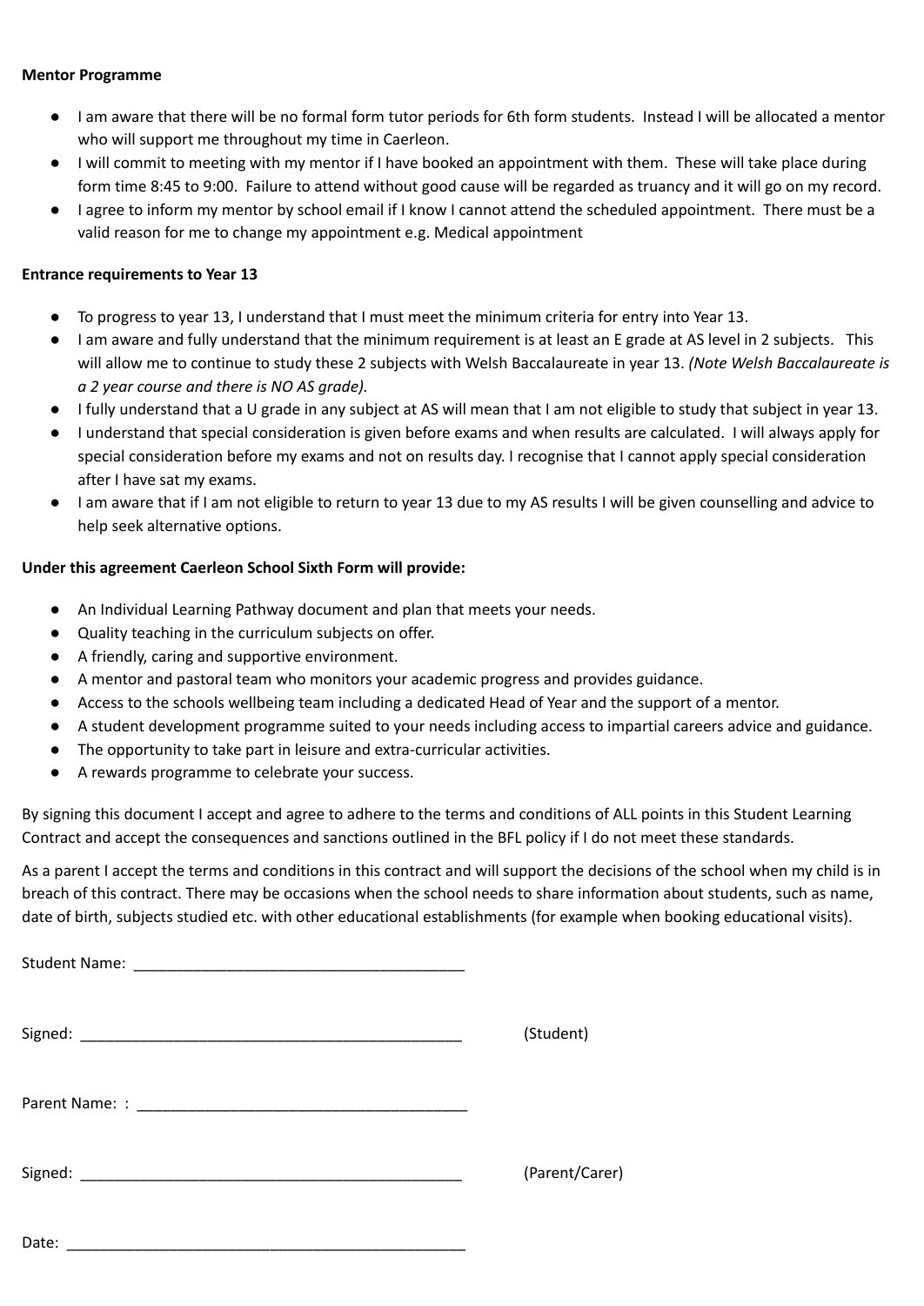**Mentor Programme**

- I am aware that there will be no formal form tutor periods for 6th form students. Instead I will be allocated a mentor who will support me throughout my time in Caerleon.
- I will commit to meeting with my mentor if I have booked an appointment with them. These will take place during form time 8:45 to 9:00. Failure to attend without good cause will be regarded as truancy and it will go on my record.
- I agree to inform my mentor by school email if I know I cannot attend the scheduled appointment. There must be a valid reason for me to change my appointment e.g. Medical appointment

**Entrance requirements to Year 13**

- To progress to year 13, I understand that I must meet the minimum criteria for entry into Year 13.
- I am aware and fully understand that the minimum requirement is at least an E grade at AS level in 2 subjects. This will allow me to continue to study these 2 subjects with Welsh Baccalaureate in year 13. *(Note Welsh Baccalaureate is a 2 year course and there is NO AS grade).*
- I fully understand that a U grade in any subject at AS will mean that I am not eligible to study that subject in year 13.
- I understand that special consideration is given before exams and when results are calculated. I will always apply for special consideration before my exams and not on results day. I recognise that I cannot apply special consideration after I have sat my exams.
- I am aware that if I am not eligible to return to year 13 due to my AS results I will be given counselling and advice to help seek alternative options.

**Under this agreement Caerleon School Sixth Form will provide:**

- An Individual Learning Pathway document and plan that meets your needs.
- Quality teaching in the curriculum subjects on offer.
- A friendly, caring and supportive environment.
- A mentor and pastoral team who monitors your academic progress and provides guidance.
- Access to the schools wellbeing team including a dedicated Head of Year and the support of a mentor.
- A student development programme suited to your needs including access to impartial careers advice and guidance.
- The opportunity to take part in leisure and extra-curricular activities.
- A rewards programme to celebrate your success.

By signing this document I accept and agree to adhere to the terms and conditions of ALL points in this Student Learning Contract and accept the consequences and sanctions outlined in the BFL policy if I do not meet these standards.

As a parent I accept the terms and conditions in this contract and will support the decisions of the school when my child is in breach of this contract. There may be occasions when the school needs to share information about students, such as name, date of birth, subjects studied etc. with other educational establishments (for example when booking educational visits).

Student Name: ________________________________________

Signed: ______________________________________________ (Student)

Parent Name: : ________________________________________

Signed: ______________________________________________ (Parent/Carer)

Date: ________________________________________________